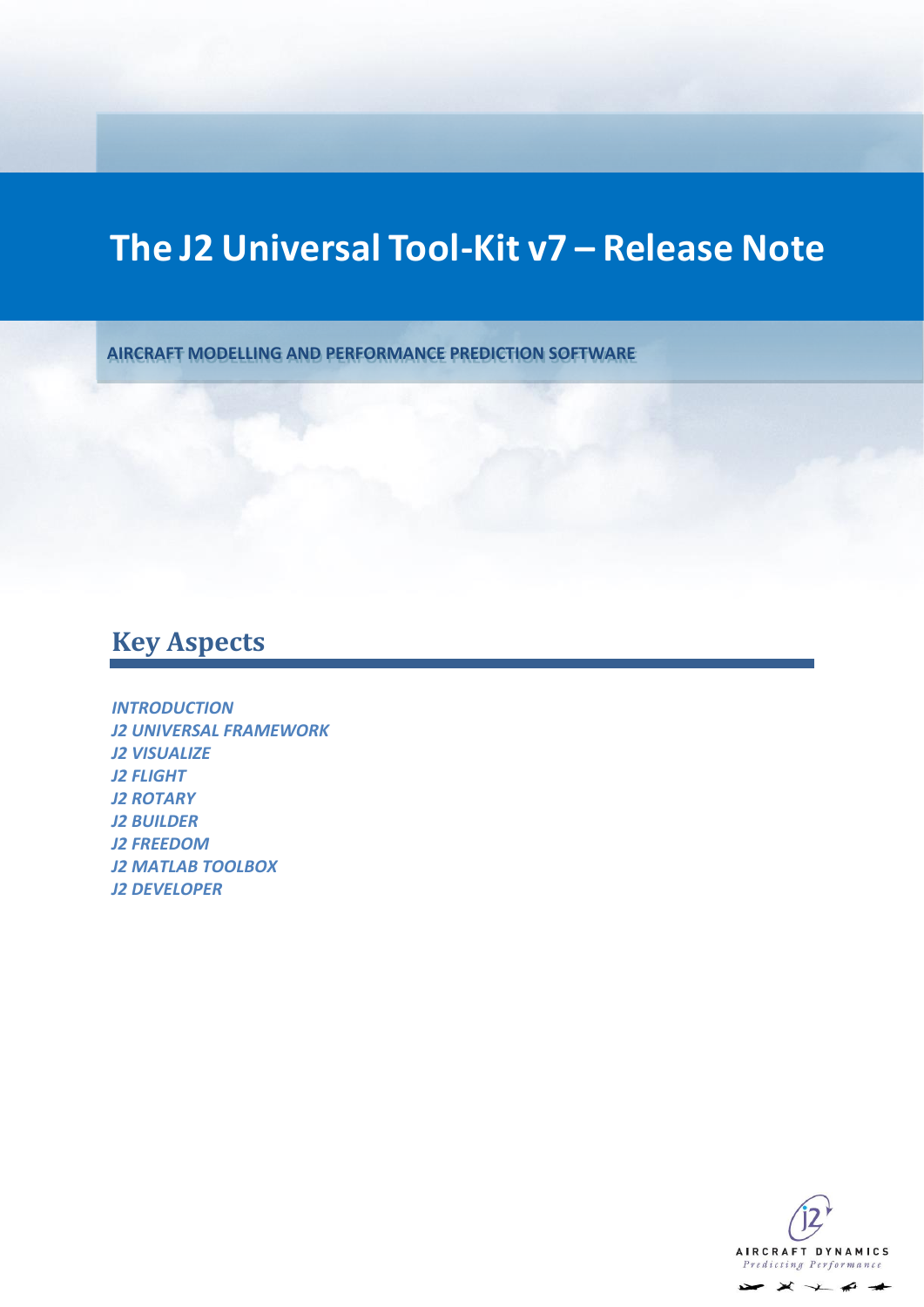# The J2 Universal Tool-Kit v7 – Release Note

AIRCRAFT MODELLING AND PERFORMANCE PREDICTION SOFTWARE

## Key Aspects

*INTRODUCTION*
*J2 UNIVERSAL FRAMEWORK*
*J2 VISUALIZE*
*J2 FLIGHT*
*J2 ROTARY*
*J2 BUILDER*
*J2 FREEDOM*
*J2 MATLAB TOOLBOX*
*J2 DEVELOPER*

AIRCRAFT DYNAMICS
Predicting Performance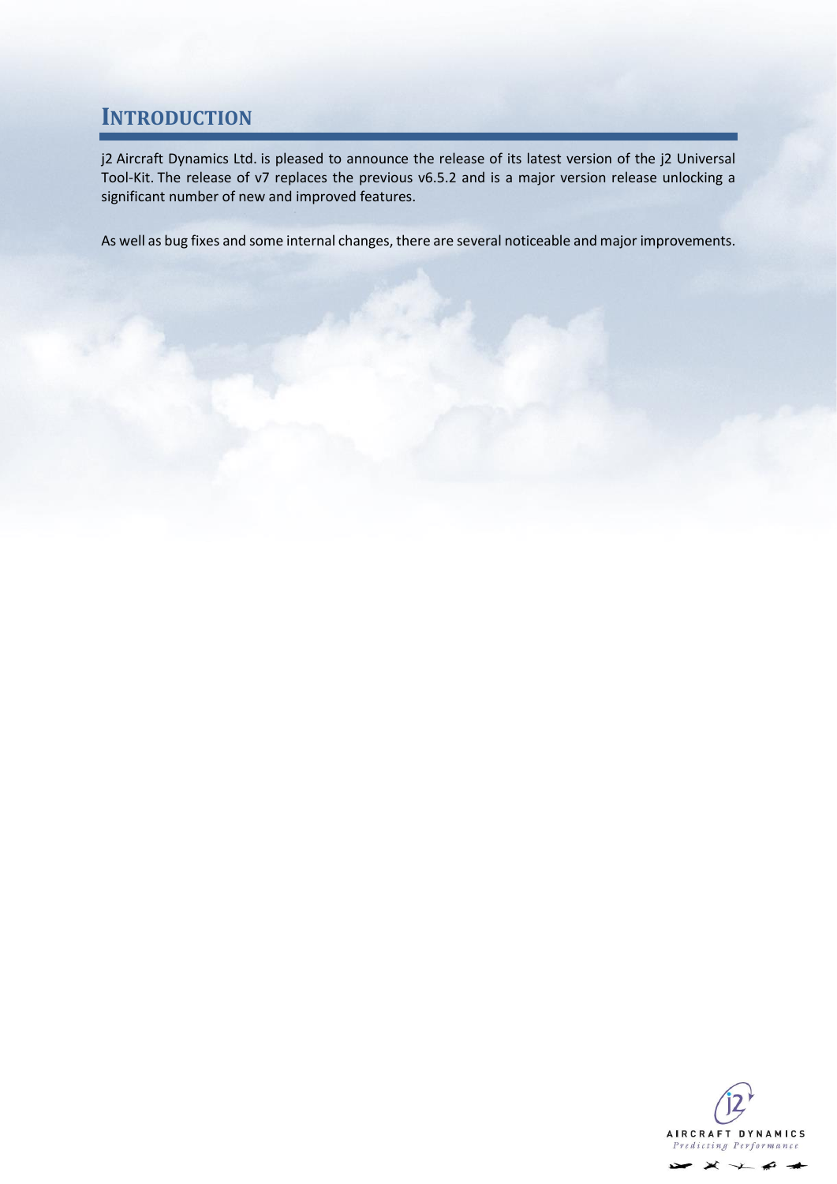# Introduction

j2 Aircraft Dynamics Ltd. is pleased to announce the release of its latest version of the j2 Universal Tool-Kit. The release of v7 replaces the previous v6.5.2 and is a major version release unlocking a significant number of new and improved features.

As well as bug fixes and some internal changes, there are several noticeable and major improvements.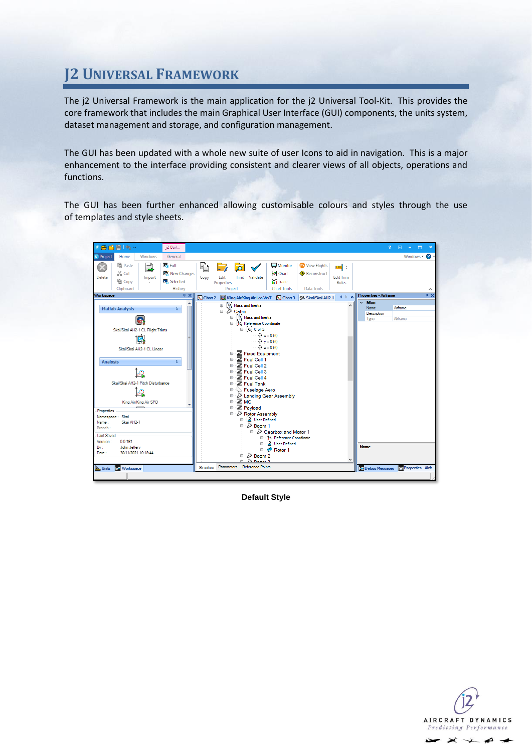# J2 Universal Framework

The j2 Universal Framework is the main application for the j2 Universal Tool-Kit. This provides the core framework that includes the main Graphical User Interface (GUI) components, the units system, dataset management and storage, and configuration management.

The GUI has been updated with a whole new suite of user Icons to aid in navigation. This is a major enhancement to the interface providing consistent and clearer views of all objects, operations and functions.

The GUI has been further enhanced allowing customisable colours and styles through the use of templates and style sheets.

**Default Style**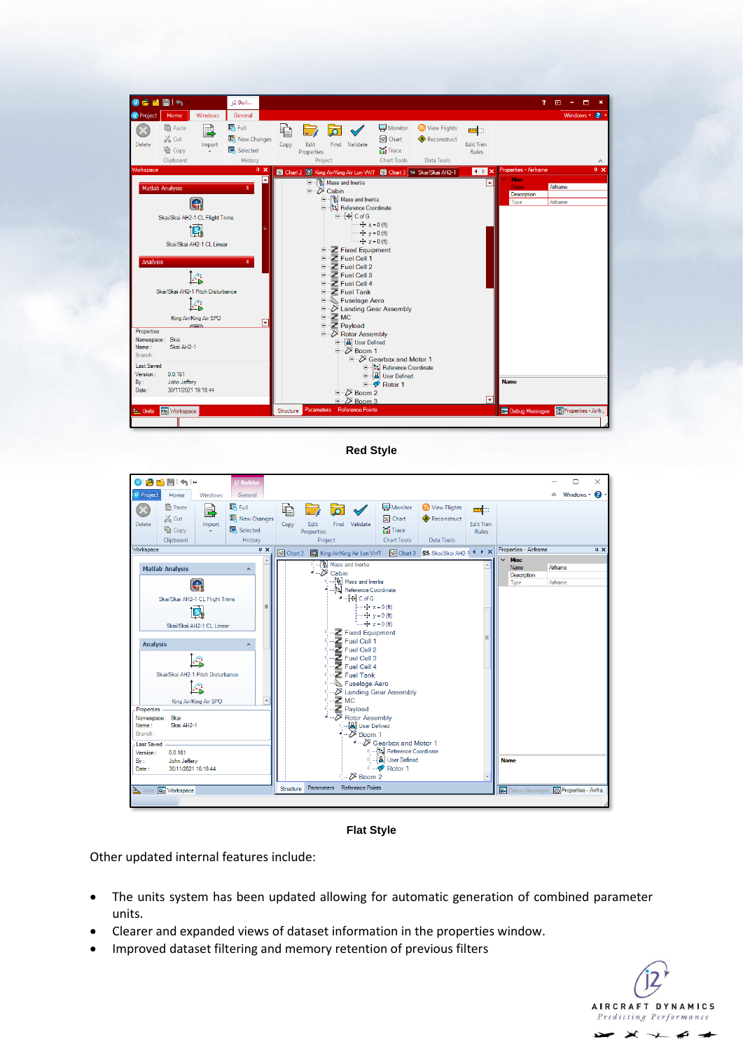Red Style

Flat Style

Other updated internal features include:

- The units system has been updated allowing for automatic generation of combined parameter units.
- Clearer and expanded views of dataset information in the properties window.
- Improved dataset filtering and memory retention of previous filters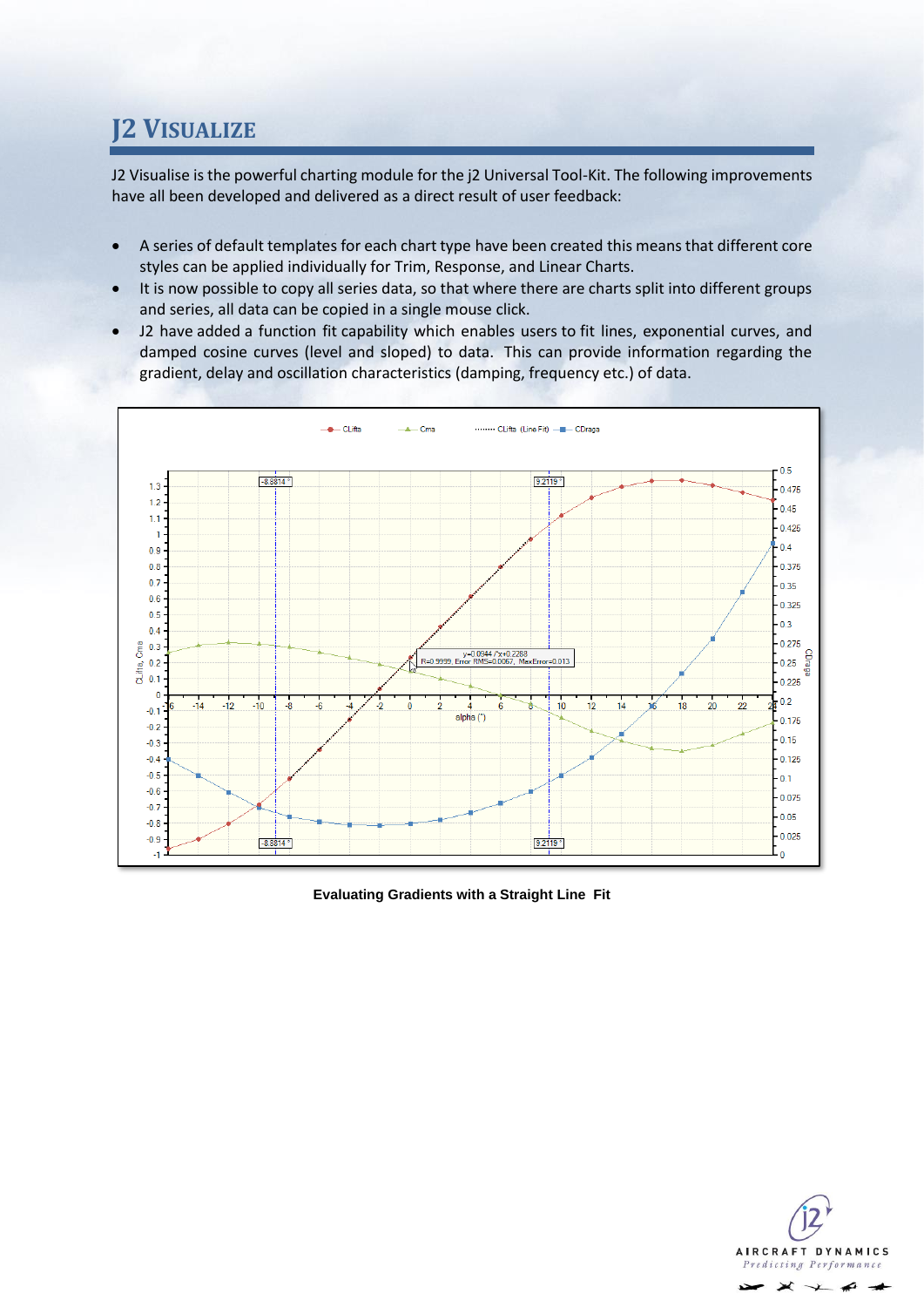# J2 VISUALIZE

J2 Visualise is the powerful charting module for the j2 Universal Tool-Kit. The following improvements have all been developed and delivered as a direct result of user feedback:

- A series of default templates for each chart type have been created this means that different core styles can be applied individually for Trim, Response, and Linear Charts.
- It is now possible to copy all series data, so that where there are charts split into different groups and series, all data can be copied in a single mouse click.
- J2 have added a function fit capability which enables users to fit lines, exponential curves, and damped cosine curves (level and sloped) to data. This can provide information regarding the gradient, delay and oscillation characteristics (damping, frequency etc.) of data.

**Evaluating Gradients with a Straight Line Fit**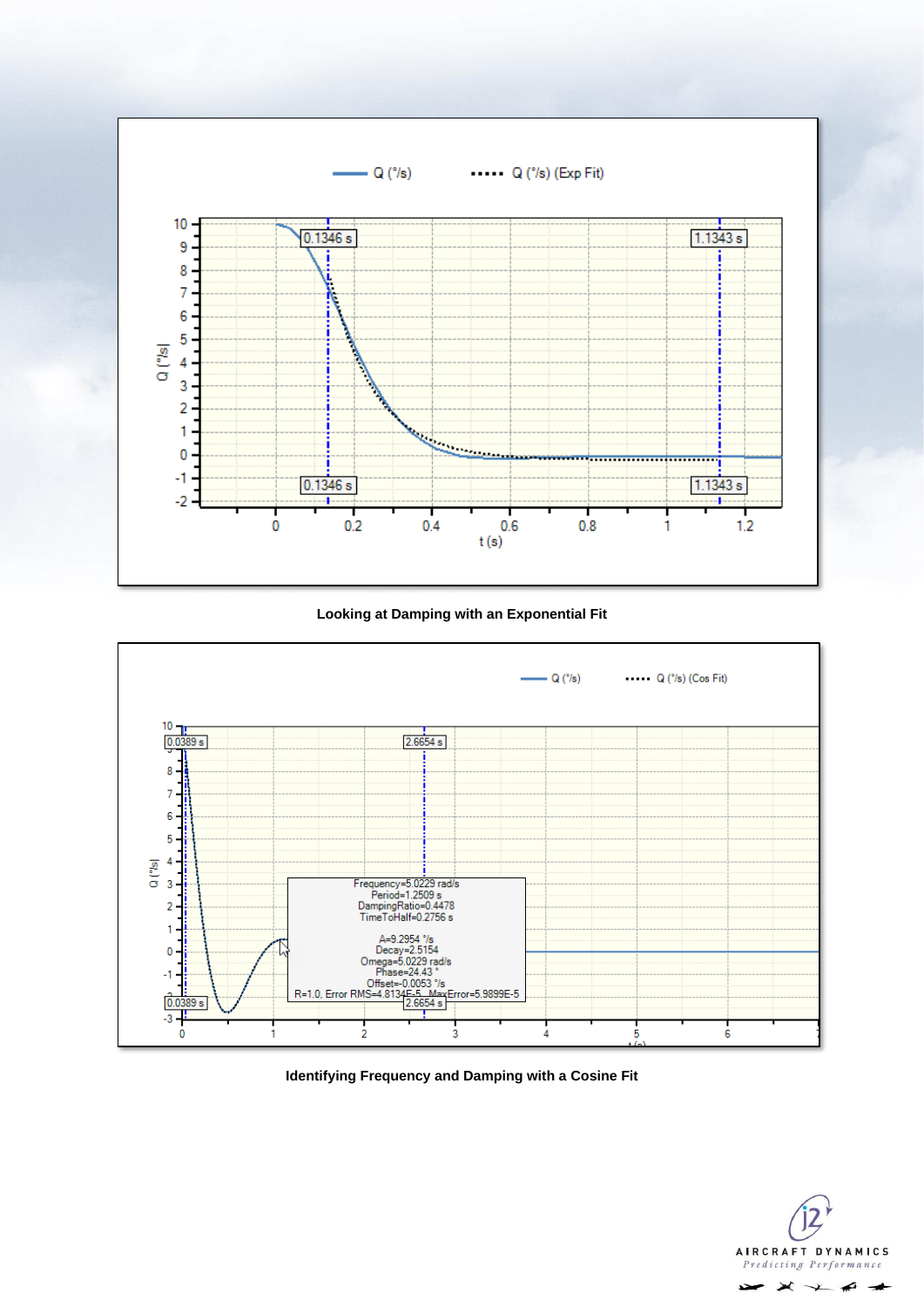Looking at Damping with an Exponential Fit

Identifying Frequency and Damping with a Cosine Fit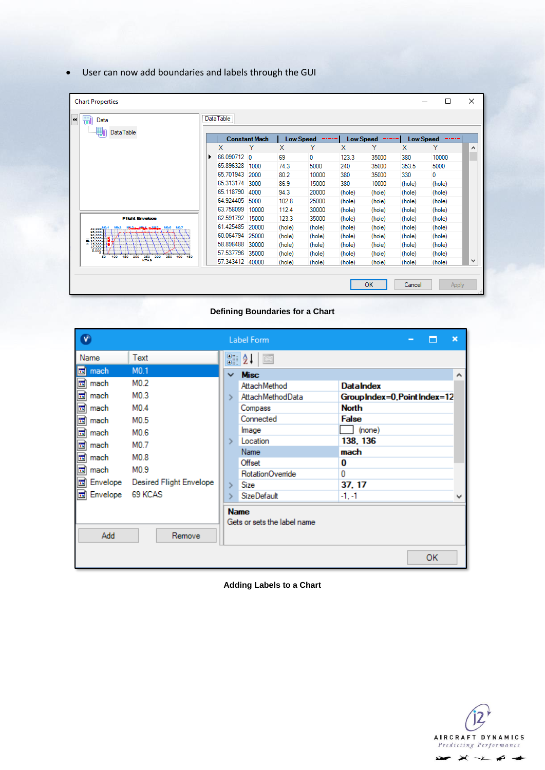- User can now add boundaries and labels through the GUI

Defining Boundaries for a Chart

Adding Labels to a Chart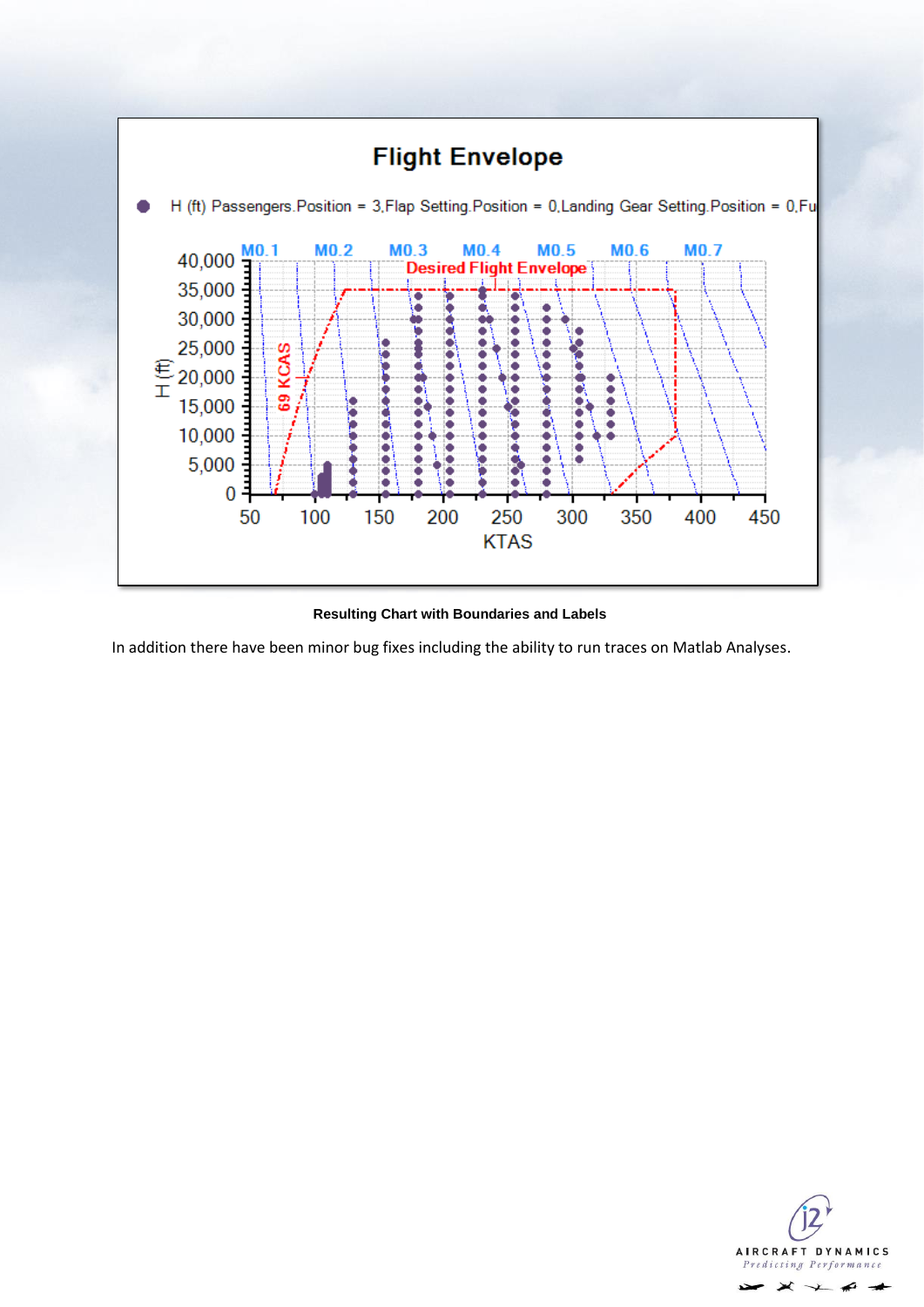**Resulting Chart with Boundaries and Labels**

In addition there have been minor bug fixes including the ability to run traces on Matlab Analyses.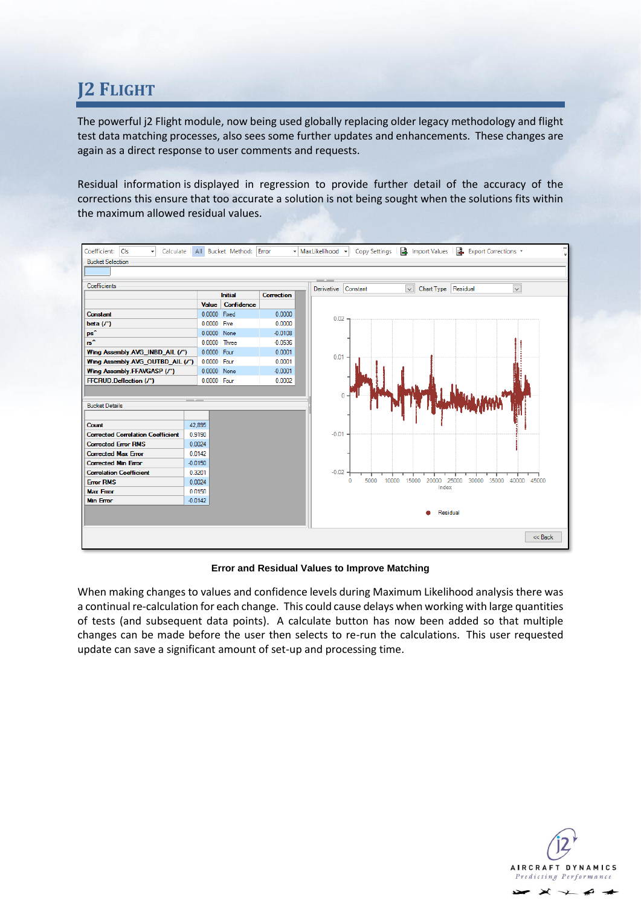# J2 Flight

The powerful j2 Flight module, now being used globally replacing older legacy methodology and flight test data matching processes, also sees some further updates and enhancements. These changes are again as a direct response to user comments and requests.

Residual information is displayed in regression to provide further detail of the accuracy of the corrections this ensure that too accurate a solution is not being sought when the solutions fits within the maximum allowed residual values.

**Error and Residual Values to Improve Matching**

When making changes to values and confidence levels during Maximum Likelihood analysis there was a continual re-calculation for each change. This could cause delays when working with large quantities of tests (and subsequent data points). A calculate button has now been added so that multiple changes can be made before the user then selects to re-run the calculations. This user requested update can save a significant amount of set-up and processing time.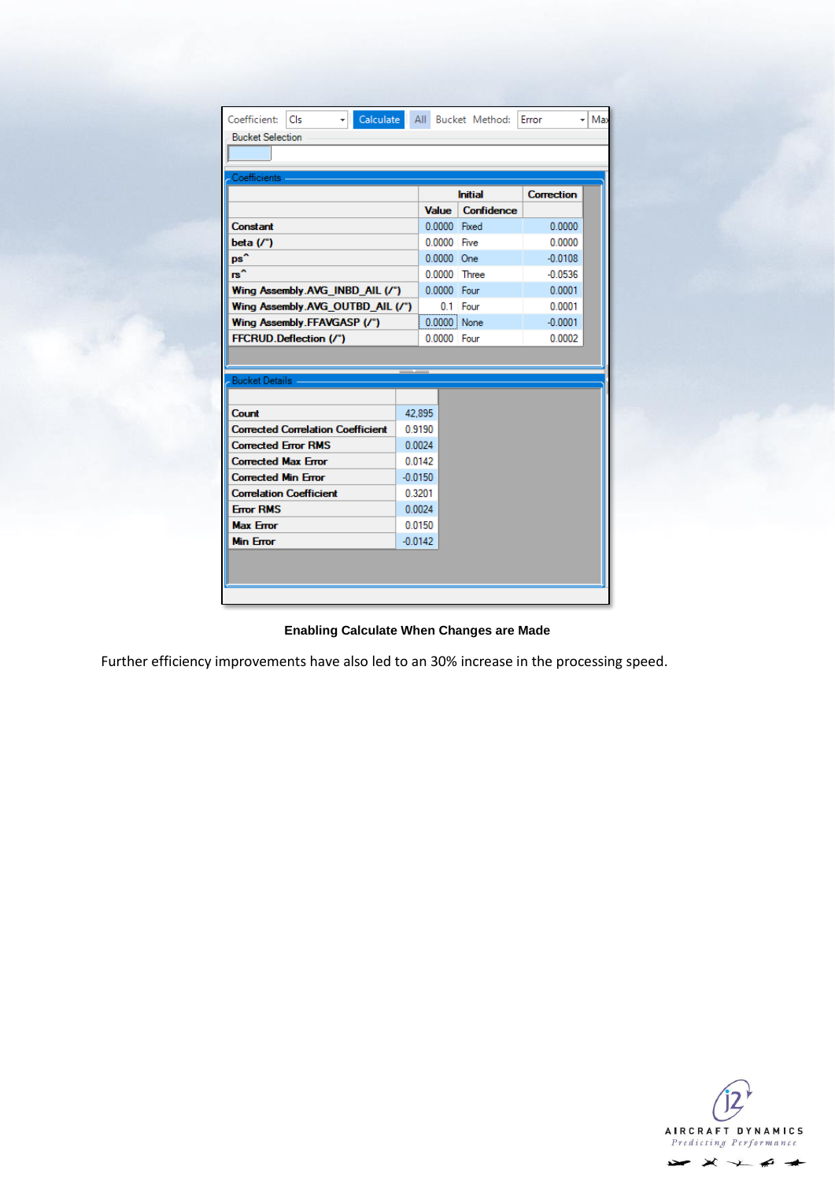Coefficient: Cls | Calculate | All | Bucket Method: Error | Max

Bucket Selection

**Coefficients**

| | Initial | | Correction |
|---|---|---|---|
| | Value | Confidence | |
| Constant | 0.0000 | Fixed | 0.0000 |
| beta (/°) | 0.0000 | Five | 0.0000 |
| ps^ | 0.0000 | One | -0.0108 |
| rs^ | 0.0000 | Three | -0.0536 |
| Wing Assembly.AVG_INBD_AIL (/°) | 0.0000 | Four | 0.0001 |
| Wing Assembly.AVG_OUTBD_AIL (/°) | 0.1 | Four | 0.0001 |
| Wing Assembly.FFAVGASP (/°) | 0.0000 | None | -0.0001 |
| FFCRUD.Deflection (/°) | 0.0000 | Four | 0.0002 |

**Bucket Details**

| | |
|---|---|
| Count | 42,895 |
| Corrected Correlation Coefficient | 0.9190 |
| Corrected Error RMS | 0.0024 |
| Corrected Max Error | 0.0142 |
| Corrected Min Error | -0.0150 |
| Correlation Coefficient | 0.3201 |
| Error RMS | 0.0024 |
| Max Error | 0.0150 |
| Min Error | -0.0142 |

**Enabling Calculate When Changes are Made**

Further efficiency improvements have also led to an 30% increase in the processing speed.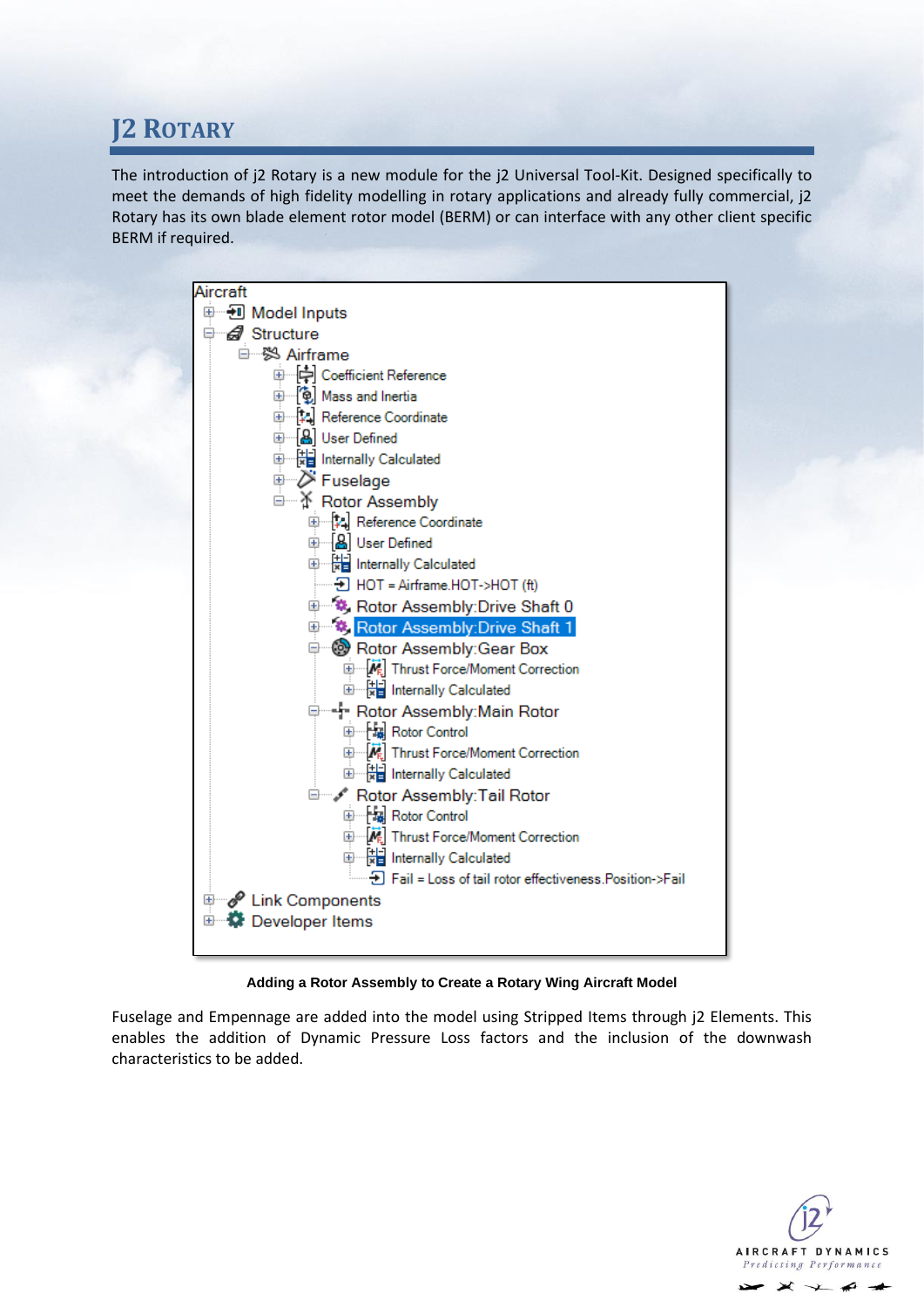# J2 Rotary

The introduction of j2 Rotary is a new module for the j2 Universal Tool-Kit. Designed specifically to meet the demands of high fidelity modelling in rotary applications and already fully commercial, j2 Rotary has its own blade element rotor model (BERM) or can interface with any other client specific BERM if required.

```
Aircraft
  Model Inputs
  Structure
    Airframe
      Coefficient Reference
      Mass and Inertia
      Reference Coordinate
      User Defined
      Internally Calculated
      Fuselage
      Rotor Assembly
        Reference Coordinate
        User Defined
        Internally Calculated
        HOT = Airframe.HOT->HOT (ft)
        Rotor Assembly:Drive Shaft 0
        Rotor Assembly:Drive Shaft 1
        Rotor Assembly:Gear Box
          Thrust Force/Moment Correction
          Internally Calculated
        Rotor Assembly:Main Rotor
          Rotor Control
          Thrust Force/Moment Correction
          Internally Calculated
        Rotor Assembly:Tail Rotor
          Rotor Control
          Thrust Force/Moment Correction
          Internally Calculated
          Fail = Loss of tail rotor effectiveness.Position->Fail
  Link Components
  Developer Items
```

**Adding a Rotor Assembly to Create a Rotary Wing Aircraft Model**

Fuselage and Empennage are added into the model using Stripped Items through j2 Elements. This enables the addition of Dynamic Pressure Loss factors and the inclusion of the downwash characteristics to be added.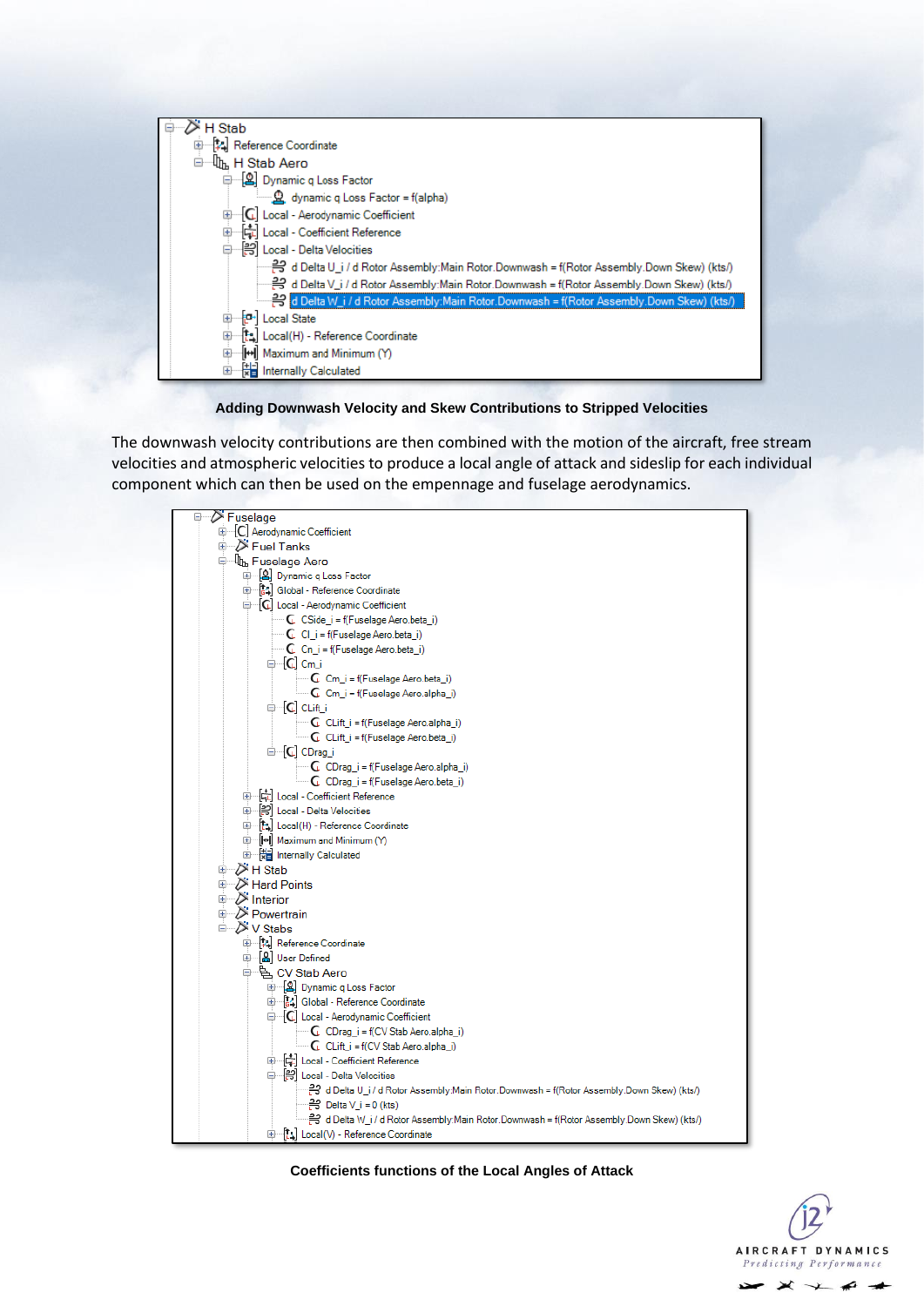```
H Stab
  Reference Coordinate
  H Stab Aero
    Dynamic q Loss Factor
      dynamic q Loss Factor = f(alpha)
    Local - Aerodynamic Coefficient
    Local - Coefficient Reference
    Local - Delta Velocities
      d Delta U_i / d Rotor Assembly:Main Rotor.Downwash = f(Rotor Assembly.Down Skew) (kts/)
      d Delta V_i / d Rotor Assembly:Main Rotor.Downwash = f(Rotor Assembly.Down Skew) (kts/)
      d Delta W_i / d Rotor Assembly:Main Rotor.Downwash = f(Rotor Assembly.Down Skew) (kts/)
    Local State
    Local(H) - Reference Coordinate
    Maximum and Minimum (Y)
    Internally Calculated
```

**Adding Downwash Velocity and Skew Contributions to Stripped Velocities**

The downwash velocity contributions are then combined with the motion of the aircraft, free stream velocities and atmospheric velocities to produce a local angle of attack and sideslip for each individual component which can then be used on the empennage and fuselage aerodynamics.

```
Fuselage
  Aerodynamic Coefficient
  Fuel Tanks
  Fuselage Aero
    Dynamic q Loss Factor
    Global - Reference Coordinate
    Local - Aerodynamic Coefficient
      CSide_i = f(Fuselage Aero.beta_i)
      Cl_i = f(Fuselage Aero.beta_i)
      Cn_i = f(Fuselage Aero.beta_i)
      Cm_i
        Cm_i = f(Fuselage Aero.beta_i)
        Cm_i = f(Fuselage Aero.alpha_i)
      CLift_i
        CLift_i = f(Fuselage Aero.alpha_i)
        CLift_i = f(Fuselage Aero.beta_i)
      CDrag_i
        CDrag_i = f(Fuselage Aero.alpha_i)
        CDrag_i = f(Fuselage Aero.beta_i)
    Local - Coefficient Reference
    Local - Delta Velocities
    Local(H) - Reference Coordinate
    Maximum and Minimum (Y)
    Internally Calculated
  H Stab
  Hard Points
  Interior
  Powertrain
  V Stabs
    Reference Coordinate
    User Defined
    CV Stab Aero
      Dynamic q Loss Factor
      Global - Reference Coordinate
      Local - Aerodynamic Coefficient
        CDrag_i = f(CV Stab Aero.alpha_i)
        CLift_i = f(CV Stab Aero.alpha_i)
      Local - Coefficient Reference
      Local - Delta Velocities
        d Delta U_i / d Rotor Assembly:Main Rotor.Downwash = f(Rotor Assembly.Down Skew) (kts/)
        Delta V_i = 0 (kts)
        d Delta W_i / d Rotor Assembly:Main Rotor.Downwash = f(Rotor Assembly.Down Skew) (kts/)
      Local(V) - Reference Coordinate
```

**Coefficients functions of the Local Angles of Attack**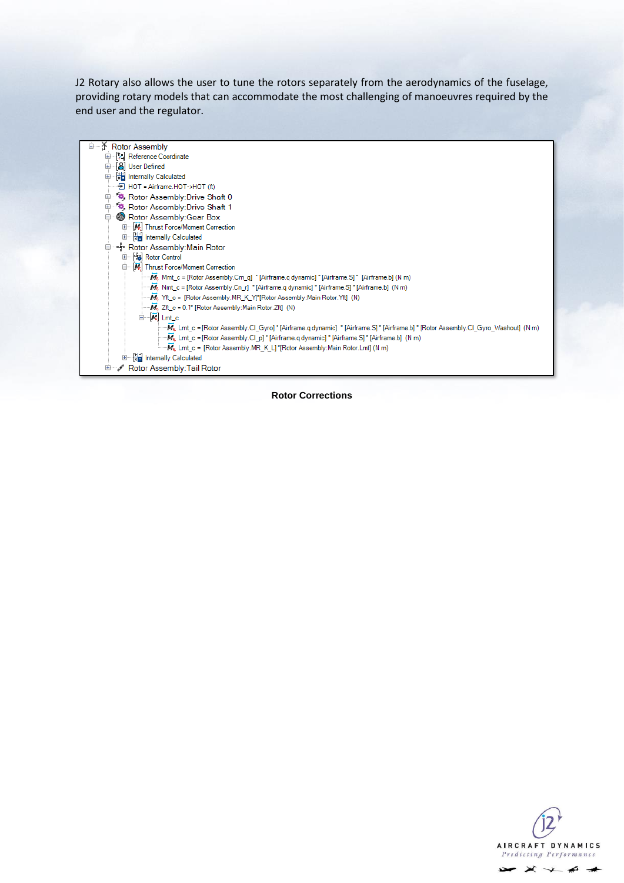J2 Rotary also allows the user to tune the rotors separately from the aerodynamics of the fuselage, providing rotary models that can accommodate the most challenging of manoeuvres required by the end user and the regulator.

```
Rotor Assembly
  Reference Coordinate
  User Defined
  Internally Calculated
  HOT = Airframe.HOT->HOT (ft)
  Rotor Assembly:Drive Shaft 0
  Rotor Assembly:Drive Shaft 1
  Rotor Assembly:Gear Box
    Thrust Force/Moment Correction
    Internally Calculated
  Rotor Assembly:Main Rotor
    Rotor Control
    Thrust Force/Moment Correction
      Mmt_c = [Rotor Assembly.Cm_q] * [Airframe.q dynamic] * [Airframe.S] * [Airframe.b] (N m)
      Nmt_c = [Rotor Assembly.Cn_r] * [Airframe.q dynamic] * [Airframe.S] * [Airframe.b] (N m)
      Yft_c = [Rotor Assembly.MR_K_Y]*[Rotor Assembly:Main Rotor.Yft] (N)
      Zft_c = 0.1* [Rotor Assembly:Main Rotor.Zft] (N)
      Lmt_c
        Lmt_c = [Rotor Assembly.Cl_Gyro] * [Airframe.q dynamic] * [Airframe.S] * [Airframe.b] * [Rotor Assembly.Cl_Gyro_Washout] (N m)
        Lmt_c = [Rotor Assembly.Cl_p] * [Airframe.q dynamic] * [Airframe.S] * [Airframe.b] (N m)
        Lmt_c = [Rotor Assembly.MR_K_L] *[Rotor Assembly:Main Rotor.Lmt] (N m)
    Internally Calculated
  Rotor Assembly:Tail Rotor
```

**Rotor Corrections**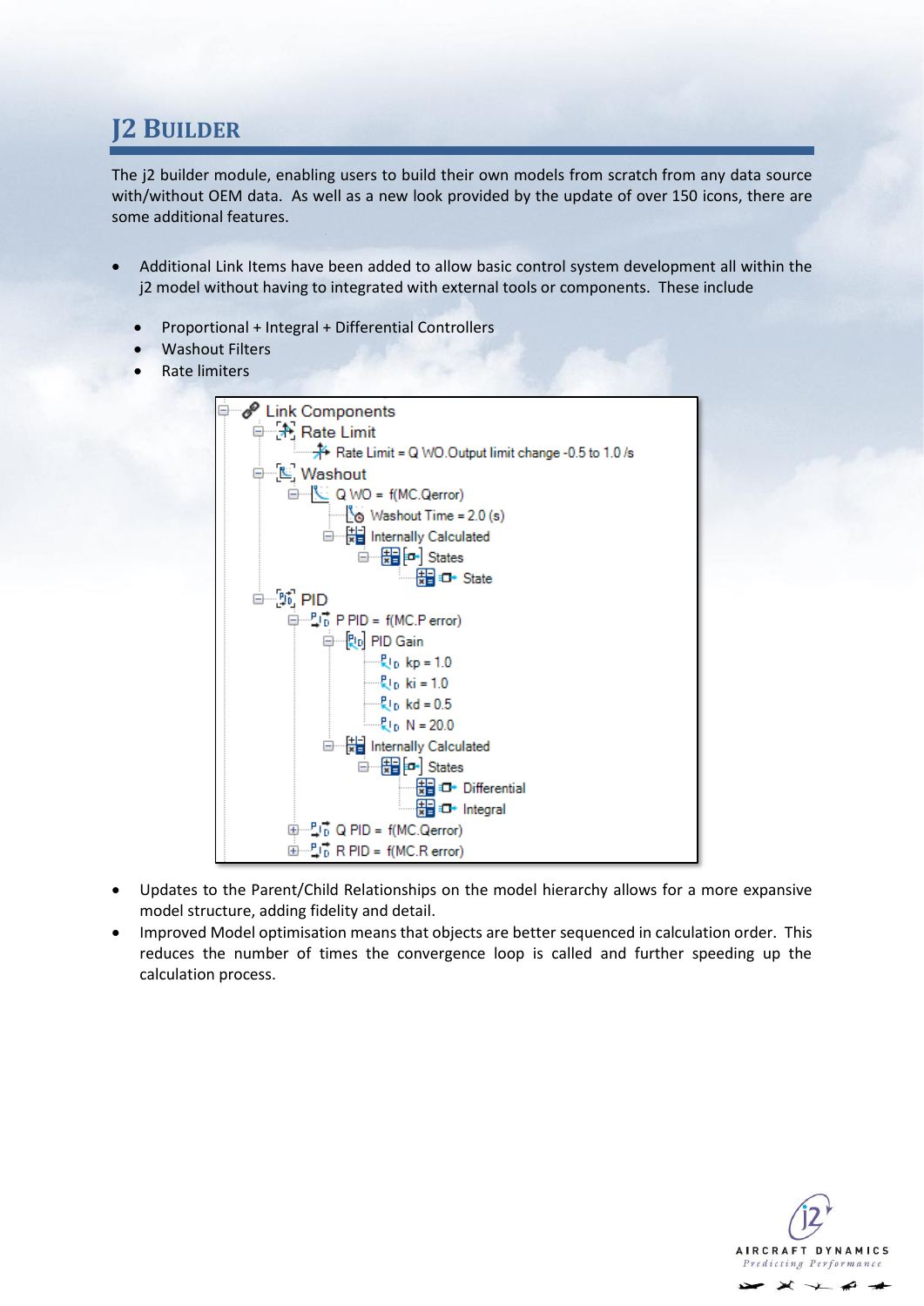# J2 BUILDER

The j2 builder module, enabling users to build their own models from scratch from any data source with/without OEM data. As well as a new look provided by the update of over 150 icons, there are some additional features.

- Additional Link Items have been added to allow basic control system development all within the j2 model without having to integrated with external tools or components. These include
  - Proportional + Integral + Differential Controllers
  - Washout Filters
  - Rate limiters

```
Link Components
    Rate Limit
        Rate Limit = Q WO.Output limit change -0.5 to 1.0 /s
    Washout
        Q WO = f(MC.Qerror)
            Washout Time = 2.0 (s)
            Internally Calculated
                States
                    State
    PID
        P PID = f(MC.P error)
            PID Gain
                kp = 1.0
                ki = 1.0
                kd = 0.5
                N = 20.0
            Internally Calculated
                States
                    Differential
                    Integral
        Q PID = f(MC.Qerror)
        R PID = f(MC.R error)
```

- Updates to the Parent/Child Relationships on the model hierarchy allows for a more expansive model structure, adding fidelity and detail.
- Improved Model optimisation means that objects are better sequenced in calculation order. This reduces the number of times the convergence loop is called and further speeding up the calculation process.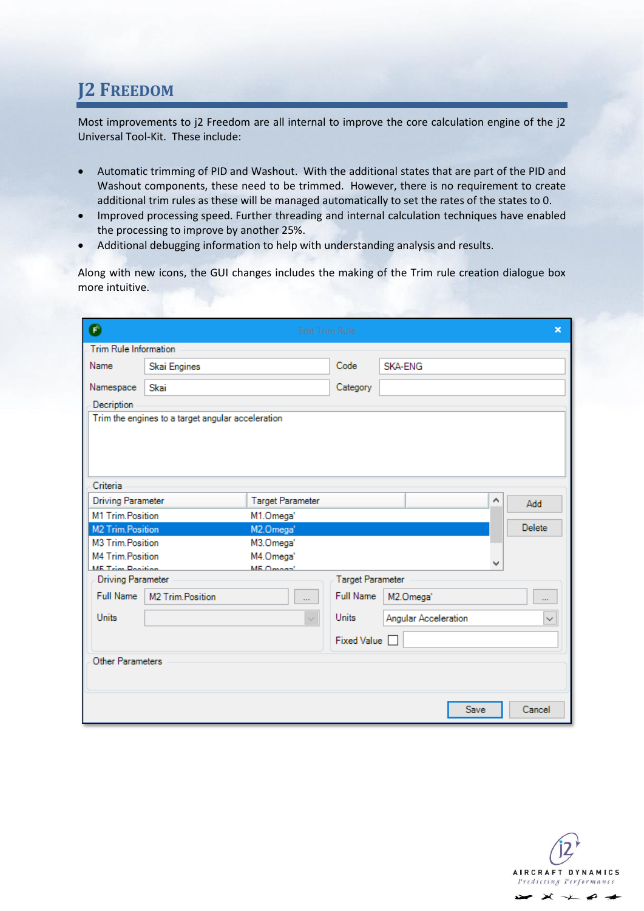# J2 Freedom

Most improvements to j2 Freedom are all internal to improve the core calculation engine of the j2 Universal Tool-Kit. These include:

- Automatic trimming of PID and Washout. With the additional states that are part of the PID and Washout components, these need to be trimmed. However, there is no requirement to create additional trim rules as these will be managed automatically to set the rates of the states to 0.
- Improved processing speed. Further threading and internal calculation techniques have enabled the processing to improve by another 25%.
- Additional debugging information to help with understanding analysis and results.

Along with new icons, the GUI changes includes the making of the Trim rule creation dialogue box more intuitive.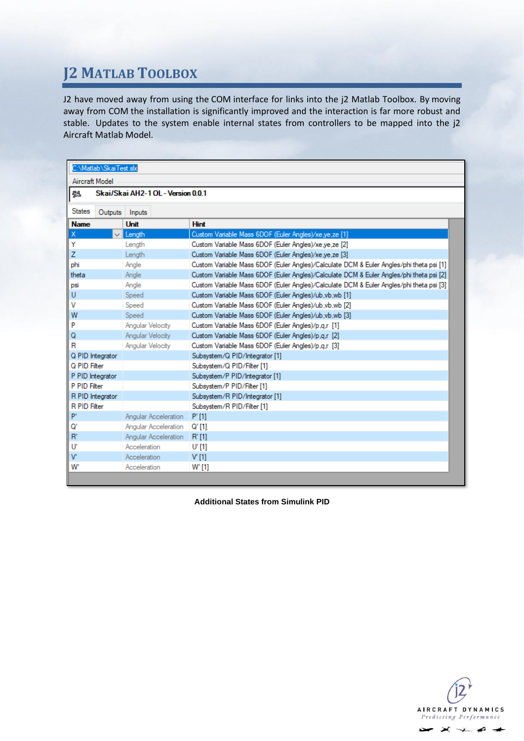# J2 Matlab Toolbox

J2 have moved away from using the COM interface for links into the j2 Matlab Toolbox. By moving away from COM the installation is significantly improved and the interaction is far more robust and stable. Updates to the system enable internal states from controllers to be mapped into the j2 Aircraft Matlab Model.

C:\Matlab\SkaiTest.slx

Aircraft Model

Skai/Skai AH2-1 OL - Version 0.0.1

States | Outputs | Inputs

| Name | Unit | Hint |
|---|---|---|
| X | Length | Custom Variable Mass 6DOF (Euler Angles)/xe,ye,ze [1] |
| Y | Length | Custom Variable Mass 6DOF (Euler Angles)/xe,ye,ze [2] |
| Z | Length | Custom Variable Mass 6DOF (Euler Angles)/xe,ye,ze [3] |
| phi | Angle | Custom Variable Mass 6DOF (Euler Angles)/Calculate DCM & Euler Angles/phi theta psi [1] |
| theta | Angle | Custom Variable Mass 6DOF (Euler Angles)/Calculate DCM & Euler Angles/phi theta psi [2] |
| psi | Angle | Custom Variable Mass 6DOF (Euler Angles)/Calculate DCM & Euler Angles/phi theta psi [3] |
| U | Speed | Custom Variable Mass 6DOF (Euler Angles)/ub,vb,wb [1] |
| V | Speed | Custom Variable Mass 6DOF (Euler Angles)/ub,vb,wb [2] |
| W | Speed | Custom Variable Mass 6DOF (Euler Angles)/ub,vb,wb [3] |
| P | Angular Velocity | Custom Variable Mass 6DOF (Euler Angles)/p,q,r [1] |
| Q | Angular Velocity | Custom Variable Mass 6DOF (Euler Angles)/p,q,r [2] |
| R | Angular Velocity | Custom Variable Mass 6DOF (Euler Angles)/p,q,r [3] |
| Q PID Integrator | | Subsystem/Q PID/Integrator [1] |
| Q PID Filter | | Subsystem/Q PID/Filter [1] |
| P PID Integrator | | Subsystem/P PID/Integrator [1] |
| P PID Filter | | Subsystem/P PID/Filter [1] |
| R PID Integrator | | Subsystem/R PID/Integrator [1] |
| R PID Filter | | Subsystem/R PID/Filter [1] |
| P' | Angular Acceleration | P' [1] |
| Q' | Angular Acceleration | Q' [1] |
| R' | Angular Acceleration | R' [1] |
| U' | Acceleration | U' [1] |
| V' | Acceleration | V' [1] |
| W' | Acceleration | W' [1] |

**Additional States from Simulink PID**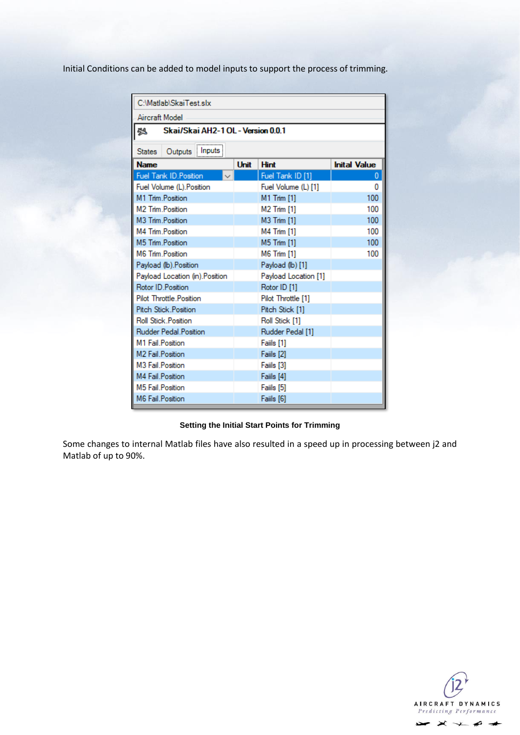Initial Conditions can be added to model inputs to support the process of trimming.

C:\Matlab\SkaiTest.slx

Aircraft Model

**Skai/Skai AH2-1 OL - Version 0.0.1**

States | Outputs | Inputs

| Name | Unit | Hint | Inital Value |
|---|---|---|---|
| Fuel Tank ID.Position | | Fuel Tank ID [1] | 0 |
| Fuel Volume (L).Position | | Fuel Volume (L) [1] | 0 |
| M1 Trim.Position | | M1 Trim [1] | 100 |
| M2 Trim.Position | | M2 Trim [1] | 100 |
| M3 Trim.Position | | M3 Trim [1] | 100 |
| M4 Trim.Position | | M4 Trim [1] | 100 |
| M5 Trim.Position | | M5 Trim [1] | 100 |
| M6 Trim.Position | | M6 Trim [1] | 100 |
| Payload (lb).Position | | Payload (lb) [1] | |
| Payload Location (in).Position | | Payload Location [1] | |
| Rotor ID.Position | | Rotor ID [1] | |
| Pilot Throttle.Position | | Pilot Throttle [1] | |
| Pitch Stick.Position | | Pitch Stick [1] | |
| Roll Stick.Position | | Roll Stick [1] | |
| Rudder Pedal.Position | | Rudder Pedal [1] | |
| M1 Fail.Position | | Fails [1] | |
| M2 Fail.Position | | Fails [2] | |
| M3 Fail.Position | | Fails [3] | |
| M4 Fail.Position | | Fails [4] | |
| M5 Fail.Position | | Fails [5] | |
| M6 Fail.Position | | Fails [6] | |

**Setting the Initial Start Points for Trimming**

Some changes to internal Matlab files have also resulted in a speed up in processing between j2 and Matlab of up to 90%.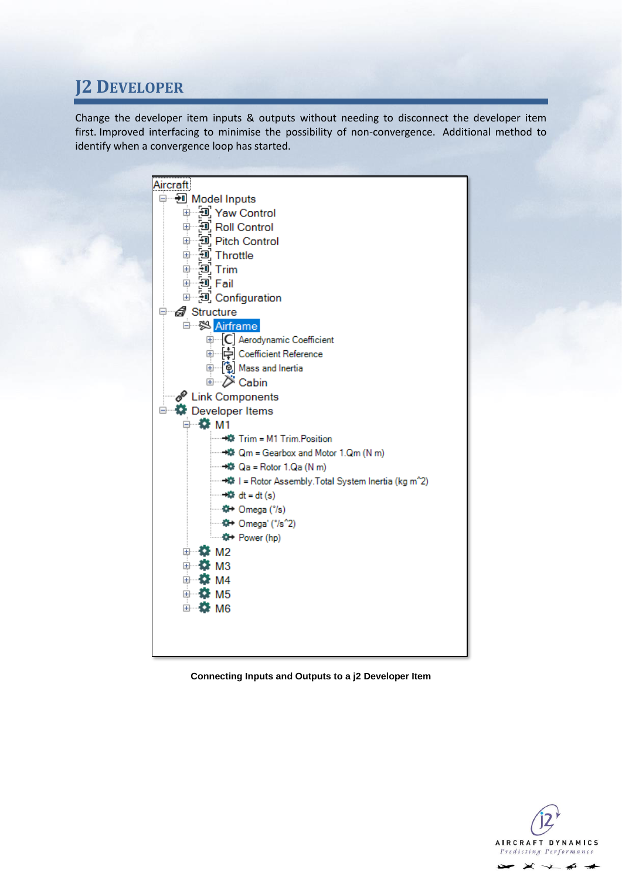# J2 Developer

Change the developer item inputs & outputs without needing to disconnect the developer item first. Improved interfacing to minimise the possibility of non-convergence. Additional method to identify when a convergence loop has started.

- Aircraft
  - Model Inputs
    - Yaw Control
    - Roll Control
    - Pitch Control
    - Throttle
    - Trim
    - Fail
    - Configuration
  - Structure
    - Airframe
      - Aerodynamic Coefficient
      - Coefficient Reference
      - Mass and Inertia
      - Cabin
  - Link Components
  - Developer Items
    - M1
      - Trim = M1 Trim.Position
      - Qm = Gearbox and Motor 1.Qm (N m)
      - Qa = Rotor 1.Qa (N m)
      - I = Rotor Assembly.Total System Inertia (kg m^2)
      - dt = dt (s)
      - Omega (°/s)
      - Omega' (°/s^2)
      - Power (hp)
    - M2
    - M3
    - M4
    - M5
    - M6

**Connecting Inputs and Outputs to a j2 Developer Item**